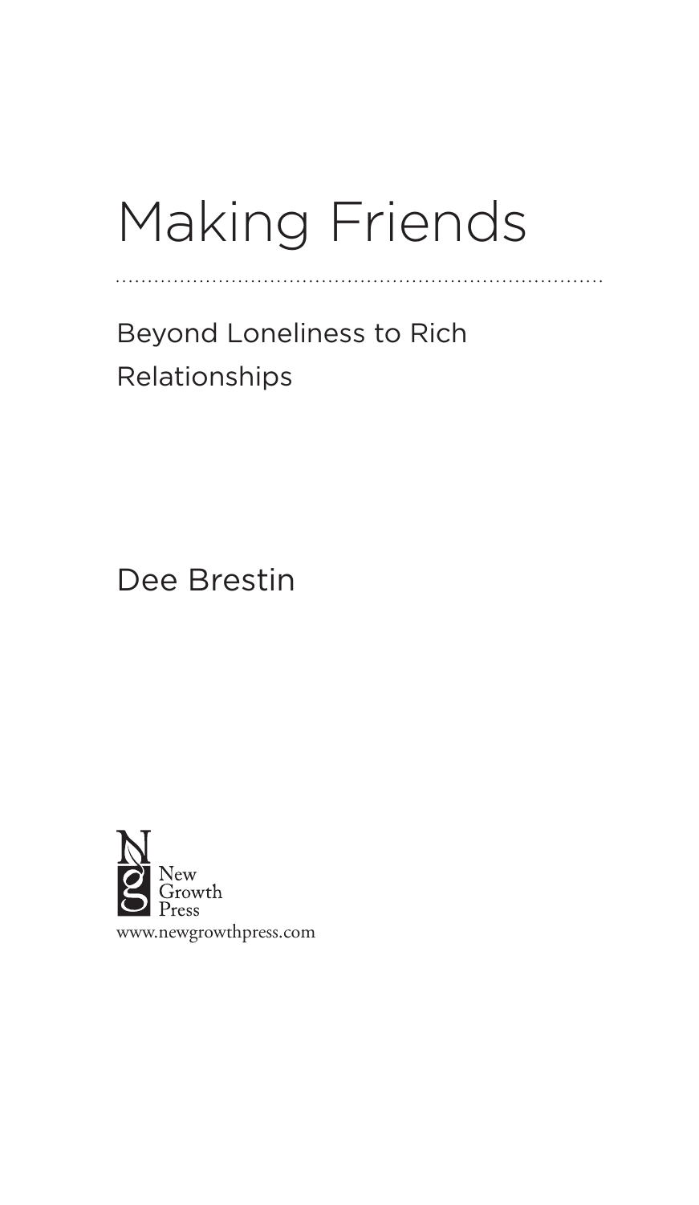# Making Friends

## Beyond Loneliness to Rich Relationships

Dee Brestin

New Growth Press

www.newgrowthpress.com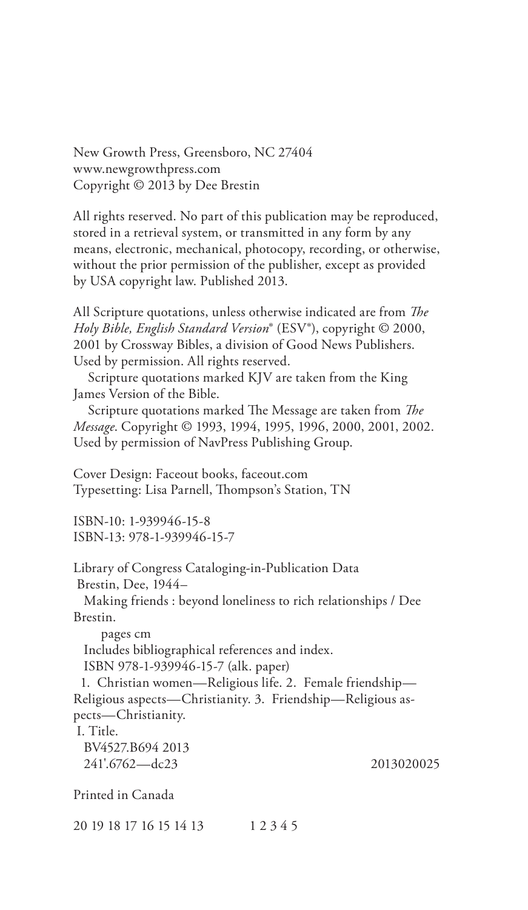New Growth Press, Greensboro, NC 27404
www.newgrowthpress.com
Copyright © 2013 by Dee Brestin

All rights reserved. No part of this publication may be reproduced, stored in a retrieval system, or transmitted in any form by any means, electronic, mechanical, photocopy, recording, or otherwise, without the prior permission of the publisher, except as provided by USA copyright law. Published 2013.

All Scripture quotations, unless otherwise indicated are from *The Holy Bible, English Standard Version*® (ESV®), copyright © 2000, 2001 by Crossway Bibles, a division of Good News Publishers. Used by permission. All rights reserved.

Scripture quotations marked KJV are taken from the King James Version of the Bible.

Scripture quotations marked The Message are taken from *The Message*. Copyright © 1993, 1994, 1995, 1996, 2000, 2001, 2002. Used by permission of NavPress Publishing Group.

Cover Design: Faceout books, faceout.com
Typesetting: Lisa Parnell, Thompson's Station, TN

ISBN-10: 1-939946-15-8
ISBN-13: 978-1-939946-15-7

Library of Congress Cataloging-in-Publication Data
Brestin, Dee, 1944–
Making friends : beyond loneliness to rich relationships / Dee Brestin.
pages cm
Includes bibliographical references and index.
ISBN 978-1-939946-15-7 (alk. paper)
1. Christian women—Religious life. 2. Female friendship—Religious aspects—Christianity. 3. Friendship—Religious aspects—Christianity.
I. Title.
BV4527.B694 2013
241'.6762—dc23 2013020025

Printed in Canada

20 19 18 17 16 15 14 13 1 2 3 4 5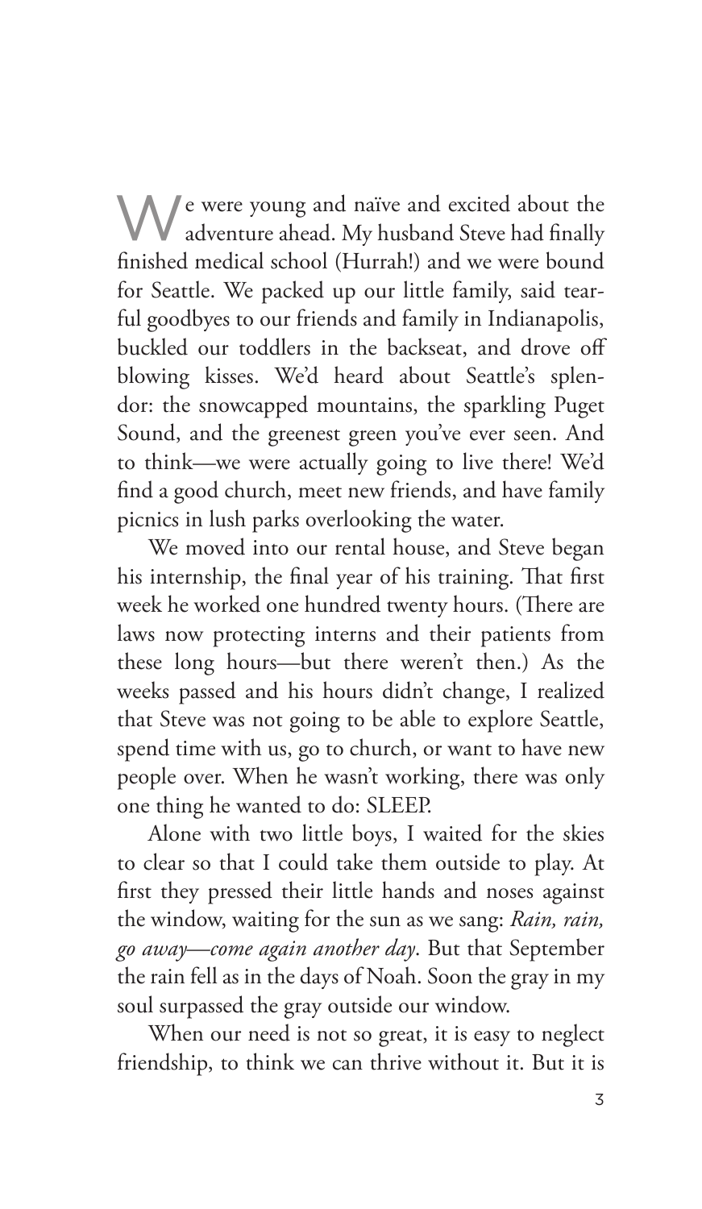We were young and naïve and excited about the adventure ahead. My husband Steve had finally finished medical school (Hurrah!) and we were bound for Seattle. We packed up our little family, said tearful goodbyes to our friends and family in Indianapolis, buckled our toddlers in the backseat, and drove off blowing kisses. We'd heard about Seattle's splendor: the snowcapped mountains, the sparkling Puget Sound, and the greenest green you've ever seen. And to think—we were actually going to live there! We'd find a good church, meet new friends, and have family picnics in lush parks overlooking the water.

We moved into our rental house, and Steve began his internship, the final year of his training. That first week he worked one hundred twenty hours. (There are laws now protecting interns and their patients from these long hours—but there weren't then.) As the weeks passed and his hours didn't change, I realized that Steve was not going to be able to explore Seattle, spend time with us, go to church, or want to have new people over. When he wasn't working, there was only one thing he wanted to do: SLEEP.

Alone with two little boys, I waited for the skies to clear so that I could take them outside to play. At first they pressed their little hands and noses against the window, waiting for the sun as we sang: *Rain, rain, go away—come again another day*. But that September the rain fell as in the days of Noah. Soon the gray in my soul surpassed the gray outside our window.

When our need is not so great, it is easy to neglect friendship, to think we can thrive without it. But it is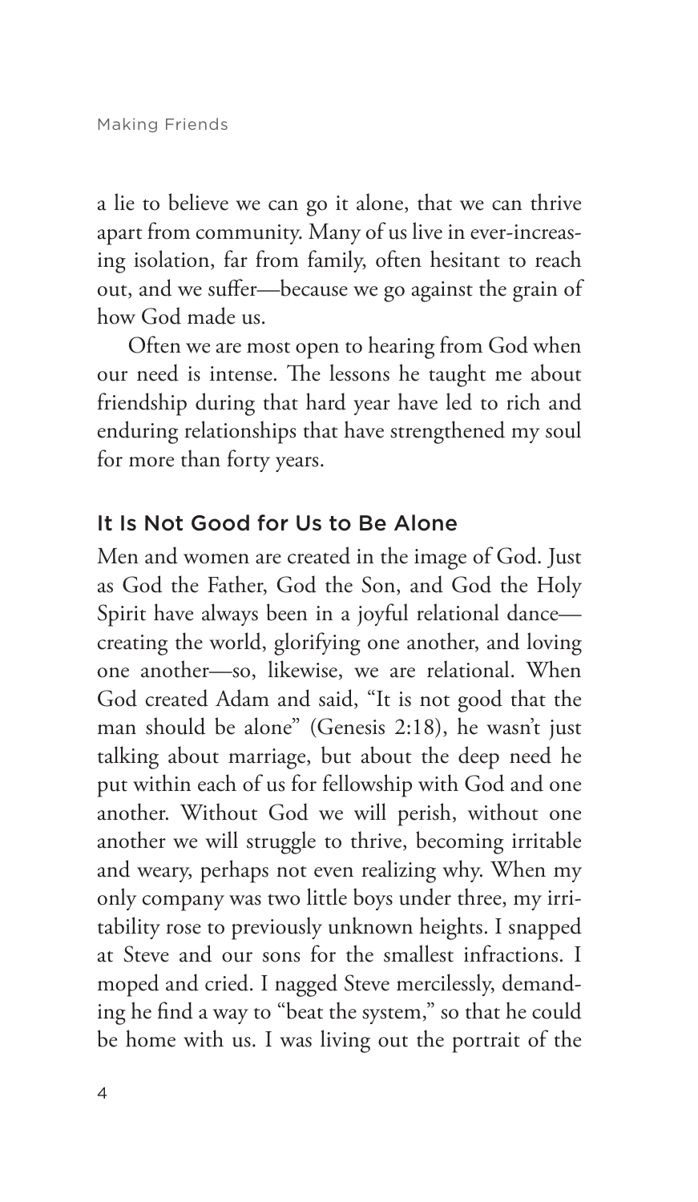a lie to believe we can go it alone, that we can thrive apart from community. Many of us live in ever-increasing isolation, far from family, often hesitant to reach out, and we suffer—because we go against the grain of how God made us.

Often we are most open to hearing from God when our need is intense. The lessons he taught me about friendship during that hard year have led to rich and enduring relationships that have strengthened my soul for more than forty years.

## It Is Not Good for Us to Be Alone

Men and women are created in the image of God. Just as God the Father, God the Son, and God the Holy Spirit have always been in a joyful relational dance—creating the world, glorifying one another, and loving one another—so, likewise, we are relational. When God created Adam and said, "It is not good that the man should be alone" (Genesis 2:18), he wasn't just talking about marriage, but about the deep need he put within each of us for fellowship with God and one another. Without God we will perish, without one another we will struggle to thrive, becoming irritable and weary, perhaps not even realizing why. When my only company was two little boys under three, my irritability rose to previously unknown heights. I snapped at Steve and our sons for the smallest infractions. I moped and cried. I nagged Steve mercilessly, demanding he find a way to "beat the system," so that he could be home with us. I was living out the portrait of the